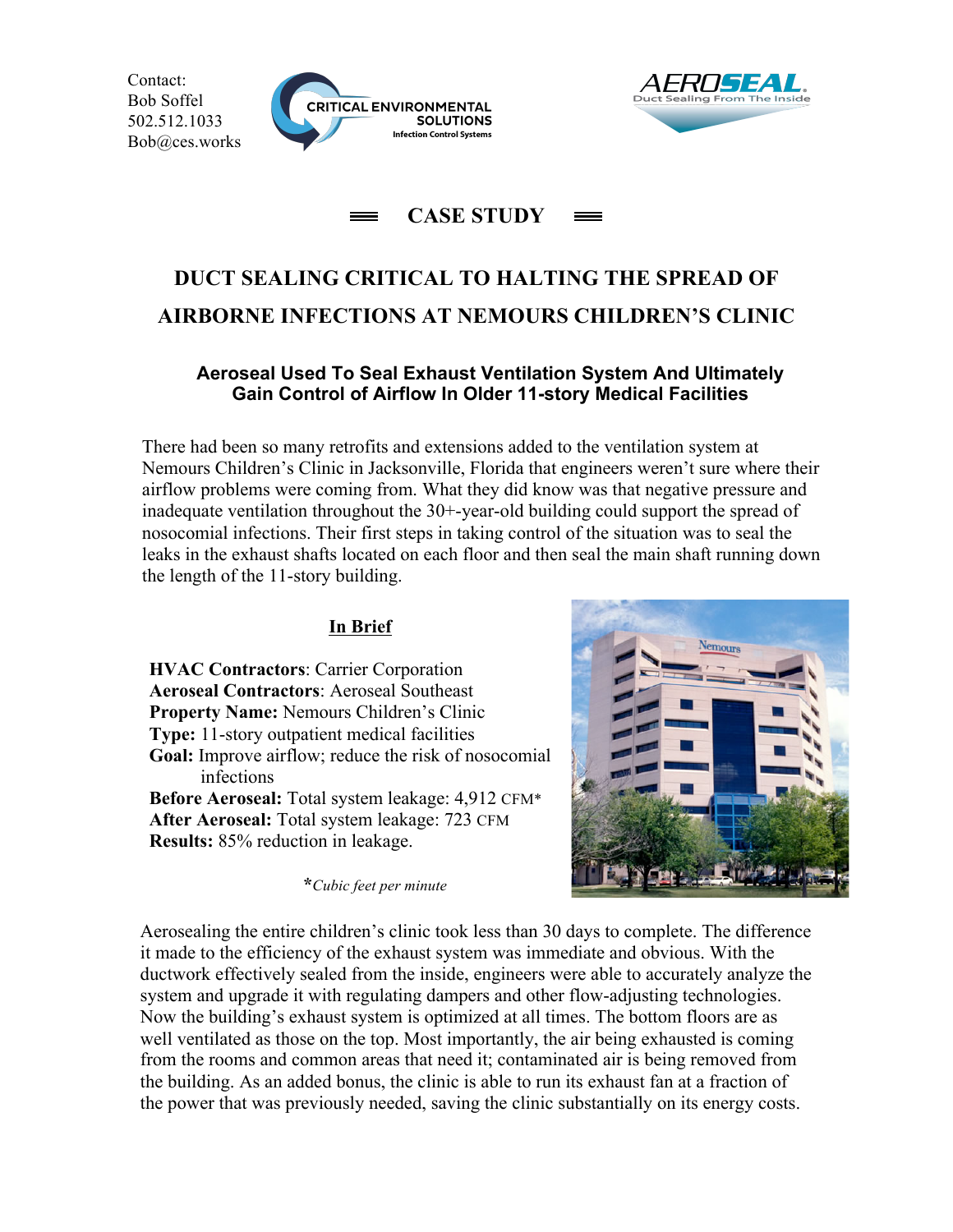Contact:
Bob Soffel
502.512.1033
Bob@ces.works

CRITICAL ENVIRONMENTAL SOLUTIONS
Infection Control Systems

AEROSEAL
Duct Sealing From The Inside

## CASE STUDY

# DUCT SEALING CRITICAL TO HALTING THE SPREAD OF AIRBORNE INFECTIONS AT NEMOURS CHILDREN'S CLINIC

### Aeroseal Used To Seal Exhaust Ventilation System And Ultimately Gain Control of Airflow In Older 11-story Medical Facilities

There had been so many retrofits and extensions added to the ventilation system at Nemours Children's Clinic in Jacksonville, Florida that engineers weren't sure where their airflow problems were coming from. What they did know was that negative pressure and inadequate ventilation throughout the 30+-year-old building could support the spread of nosocomial infections. Their first steps in taking control of the situation was to seal the leaks in the exhaust shafts located on each floor and then seal the main shaft running down the length of the 11-story building.

**In Brief**

**HVAC Contractors**: Carrier Corporation
**Aeroseal Contractors**: Aeroseal Southeast
**Property Name:** Nemours Children's Clinic
**Type:** 11-story outpatient medical facilities
**Goal:** Improve airflow; reduce the risk of nosocomial infections
**Before Aeroseal:** Total system leakage: 4,912 CFM*
**After Aeroseal:** Total system leakage: 723 CFM
**Results:** 85% reduction in leakage.

**Cubic feet per minute*

Aerosealing the entire children's clinic took less than 30 days to complete. The difference it made to the efficiency of the exhaust system was immediate and obvious. With the ductwork effectively sealed from the inside, engineers were able to accurately analyze the system and upgrade it with regulating dampers and other flow-adjusting technologies. Now the building's exhaust system is optimized at all times. The bottom floors are as well ventilated as those on the top. Most importantly, the air being exhausted is coming from the rooms and common areas that need it; contaminated air is being removed from the building. As an added bonus, the clinic is able to run its exhaust fan at a fraction of the power that was previously needed, saving the clinic substantially on its energy costs.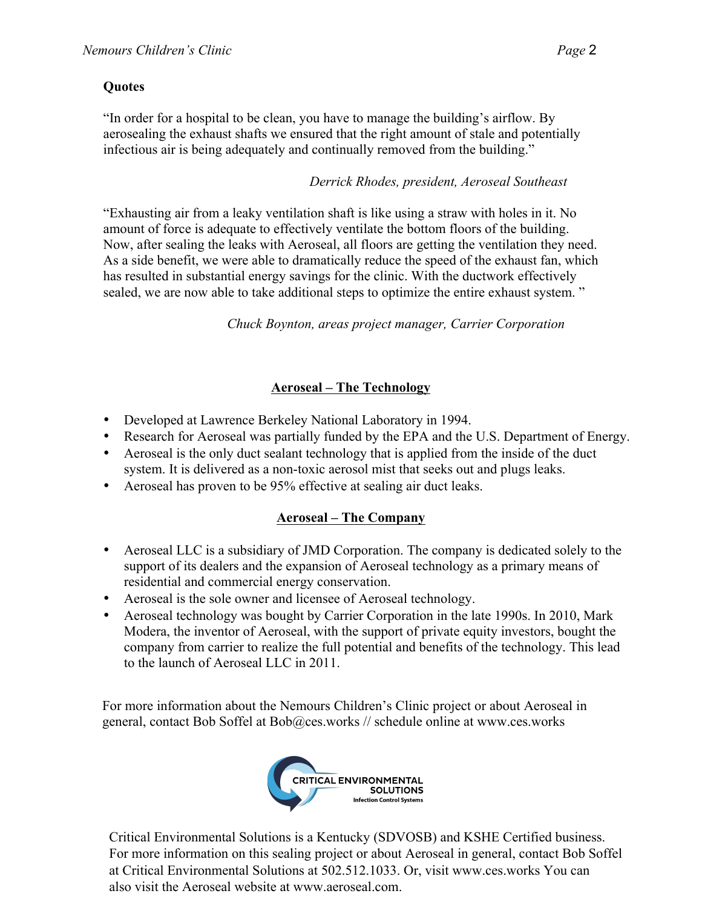**Quotes**

"In order for a hospital to be clean, you have to manage the building's airflow. By aerosealing the exhaust shafts we ensured that the right amount of stale and potentially infectious air is being adequately and continually removed from the building."

*Derrick Rhodes, president, Aeroseal Southeast*

"Exhausting air from a leaky ventilation shaft is like using a straw with holes in it. No amount of force is adequate to effectively ventilate the bottom floors of the building. Now, after sealing the leaks with Aeroseal, all floors are getting the ventilation they need. As a side benefit, we were able to dramatically reduce the speed of the exhaust fan, which has resulted in substantial energy savings for the clinic. With the ductwork effectively sealed, we are now able to take additional steps to optimize the entire exhaust system. "

*Chuck Boynton, areas project manager, Carrier Corporation*

## Aeroseal – The Technology

- Developed at Lawrence Berkeley National Laboratory in 1994.
- Research for Aeroseal was partially funded by the EPA and the U.S. Department of Energy.
- Aeroseal is the only duct sealant technology that is applied from the inside of the duct system. It is delivered as a non-toxic aerosol mist that seeks out and plugs leaks.
- Aeroseal has proven to be 95% effective at sealing air duct leaks.

## Aeroseal – The Company

- Aeroseal LLC is a subsidiary of JMD Corporation. The company is dedicated solely to the support of its dealers and the expansion of Aeroseal technology as a primary means of residential and commercial energy conservation.
- Aeroseal is the sole owner and licensee of Aeroseal technology.
- Aeroseal technology was bought by Carrier Corporation in the late 1990s. In 2010, Mark Modera, the inventor of Aeroseal, with the support of private equity investors, bought the company from carrier to realize the full potential and benefits of the technology. This lead to the launch of Aeroseal LLC in 2011.

For more information about the Nemours Children's Clinic project or about Aeroseal in general, contact Bob Soffel at Bob@ces.works // schedule online at www.ces.works

CRITICAL ENVIRONMENTAL SOLUTIONS
Infection Control Systems

Critical Environmental Solutions is a Kentucky (SDVOSB) and KSHE Certified business. For more information on this sealing project or about Aeroseal in general, contact Bob Soffel at Critical Environmental Solutions at 502.512.1033. Or, visit www.ces.works You can also visit the Aeroseal website at www.aeroseal.com.